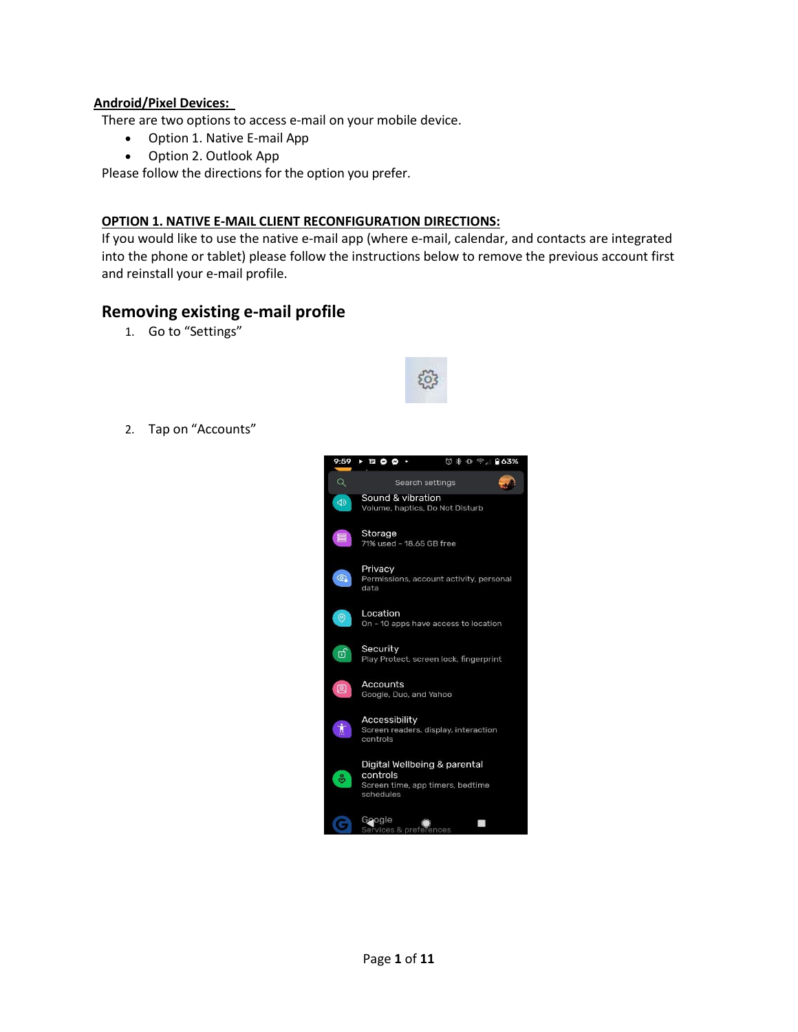**Android/Pixel Devices:**

There are two options to access e-mail on your mobile device.

- Option 1. Native E-mail App
- Option 2. Outlook App

Please follow the directions for the option you prefer.

**OPTION 1. NATIVE E-MAIL CLIENT RECONFIGURATION DIRECTIONS:**

If you would like to use the native e-mail app (where e-mail, calendar, and contacts are integrated into the phone or tablet) please follow the instructions below to remove the previous account first and reinstall your e-mail profile.

## Removing existing e-mail profile

1. Go to "Settings"

2. Tap on "Accounts"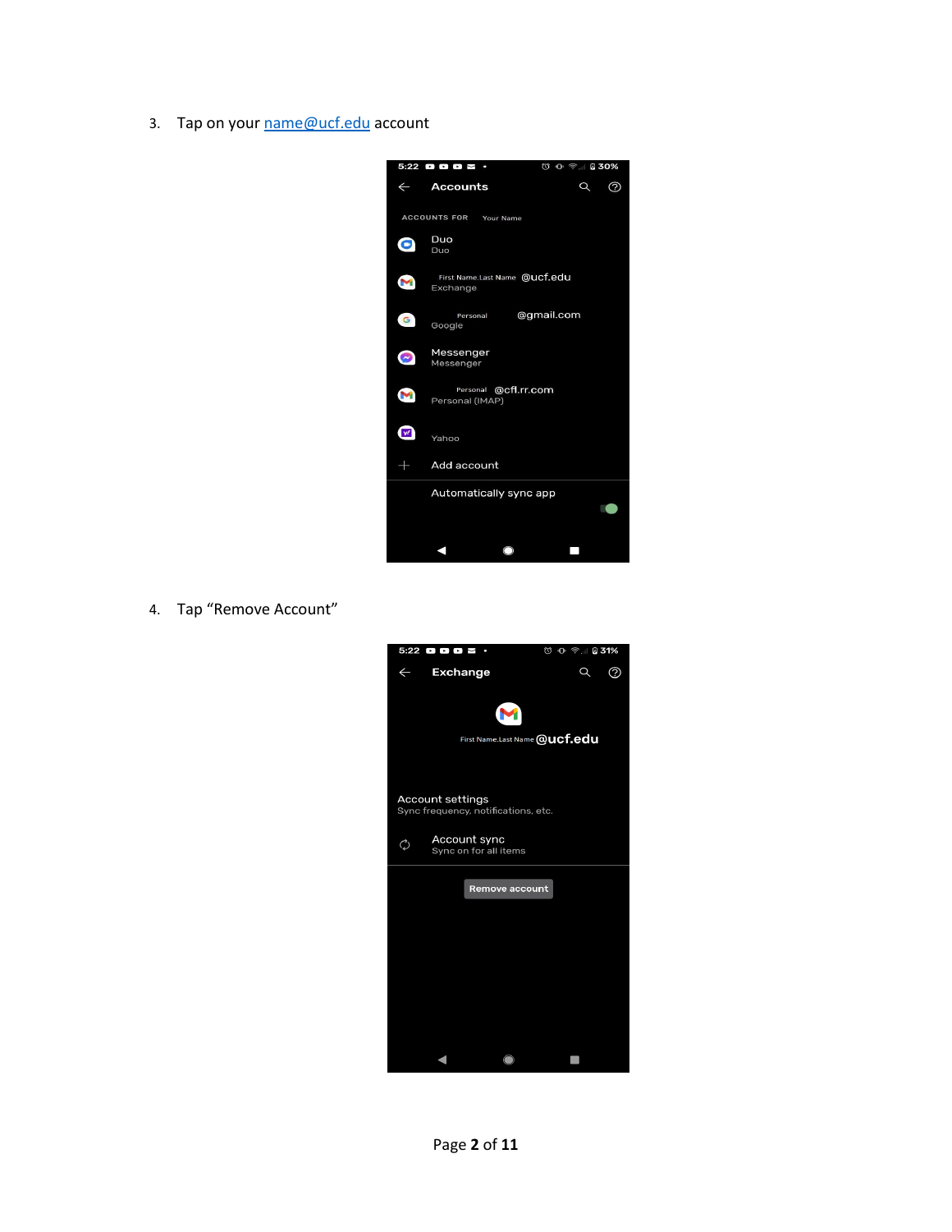3. Tap on your [name@ucf.edu](mailto:name@ucf.edu) account

4. Tap "Remove Account"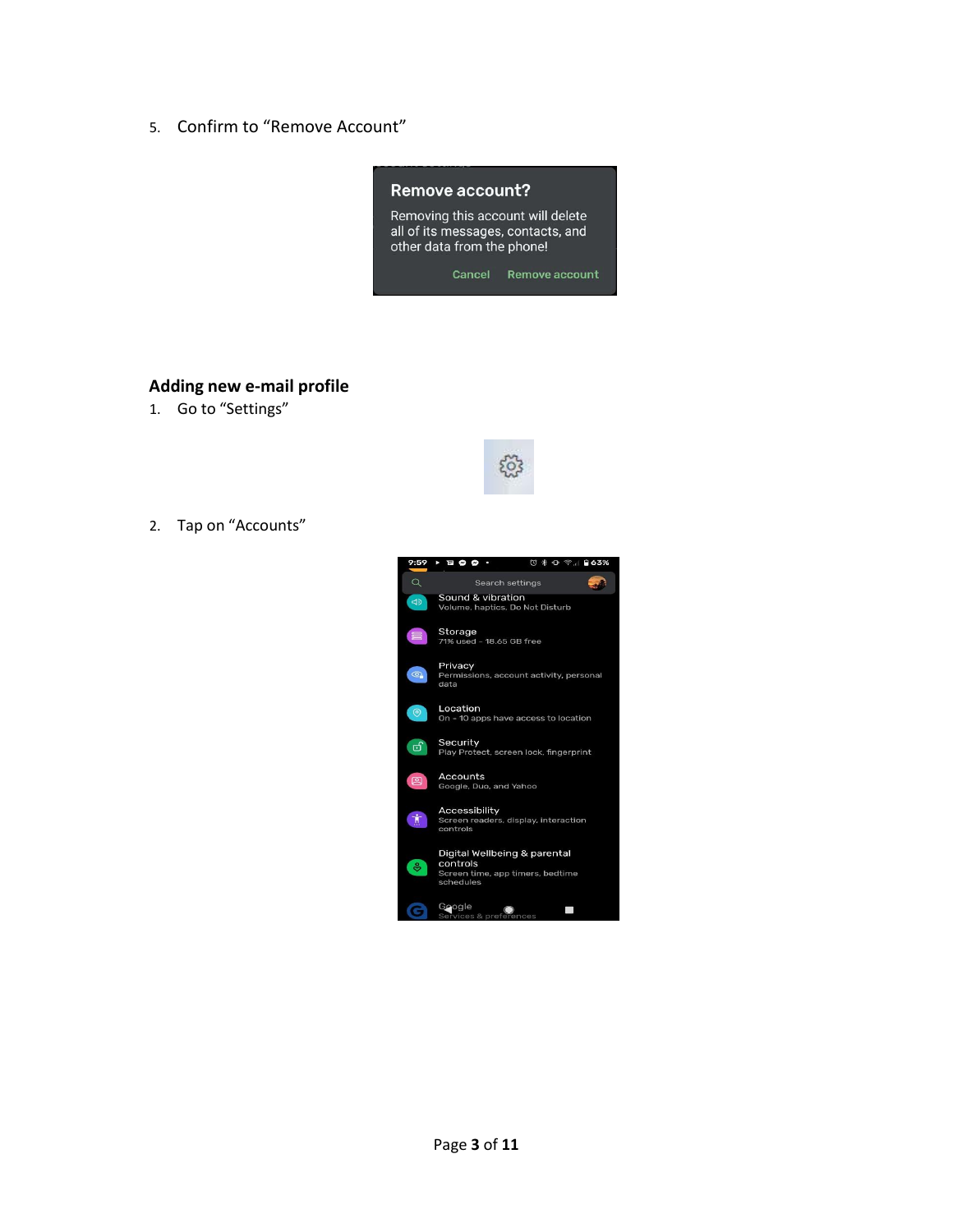5. Confirm to "Remove Account"

## Adding new e-mail profile

1. Go to "Settings"

2. Tap on "Accounts"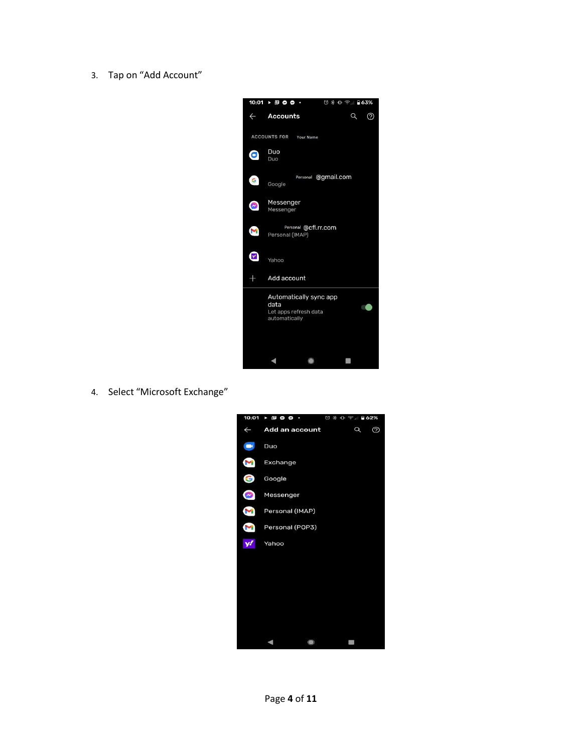3. Tap on “Add Account”

4. Select “Microsoft Exchange”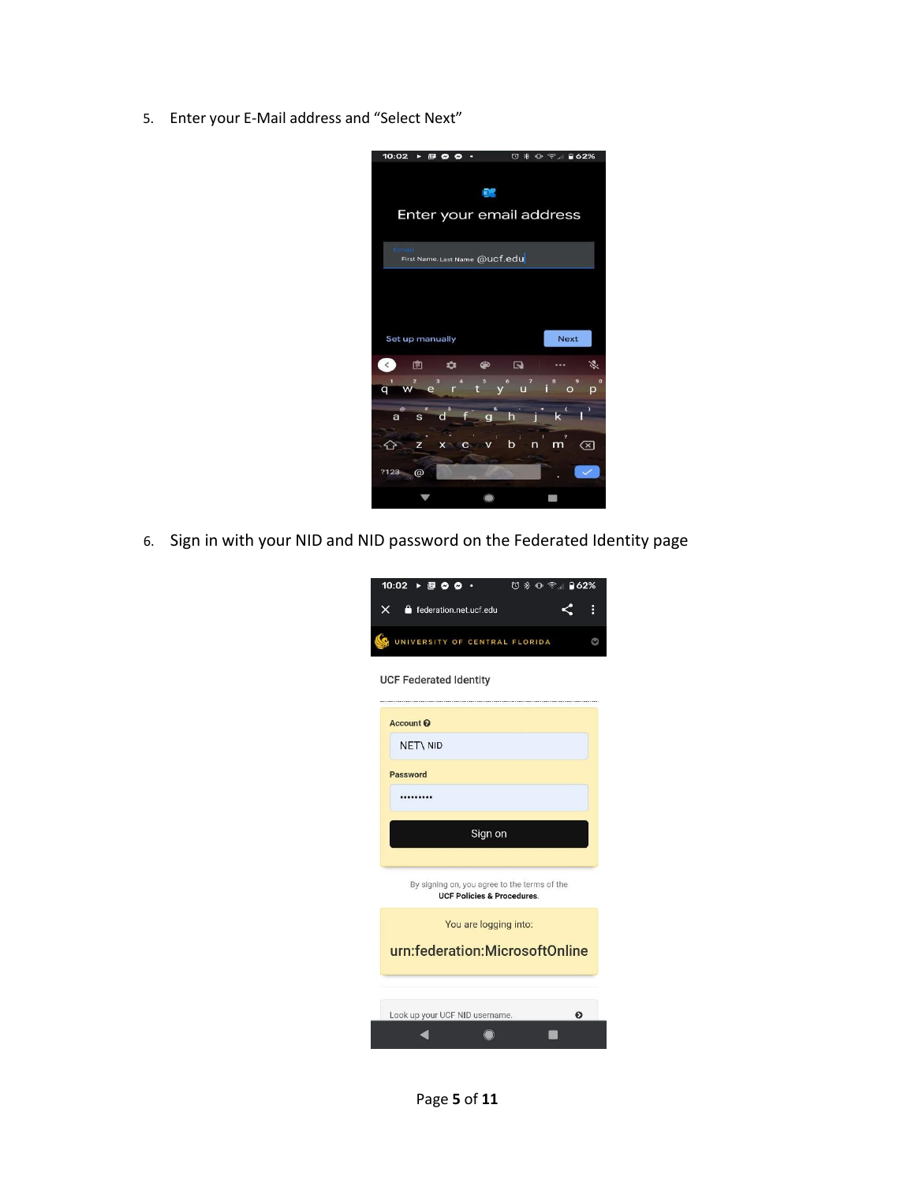5. Enter your E-Mail address and “Select Next”

6. Sign in with your NID and NID password on the Federated Identity page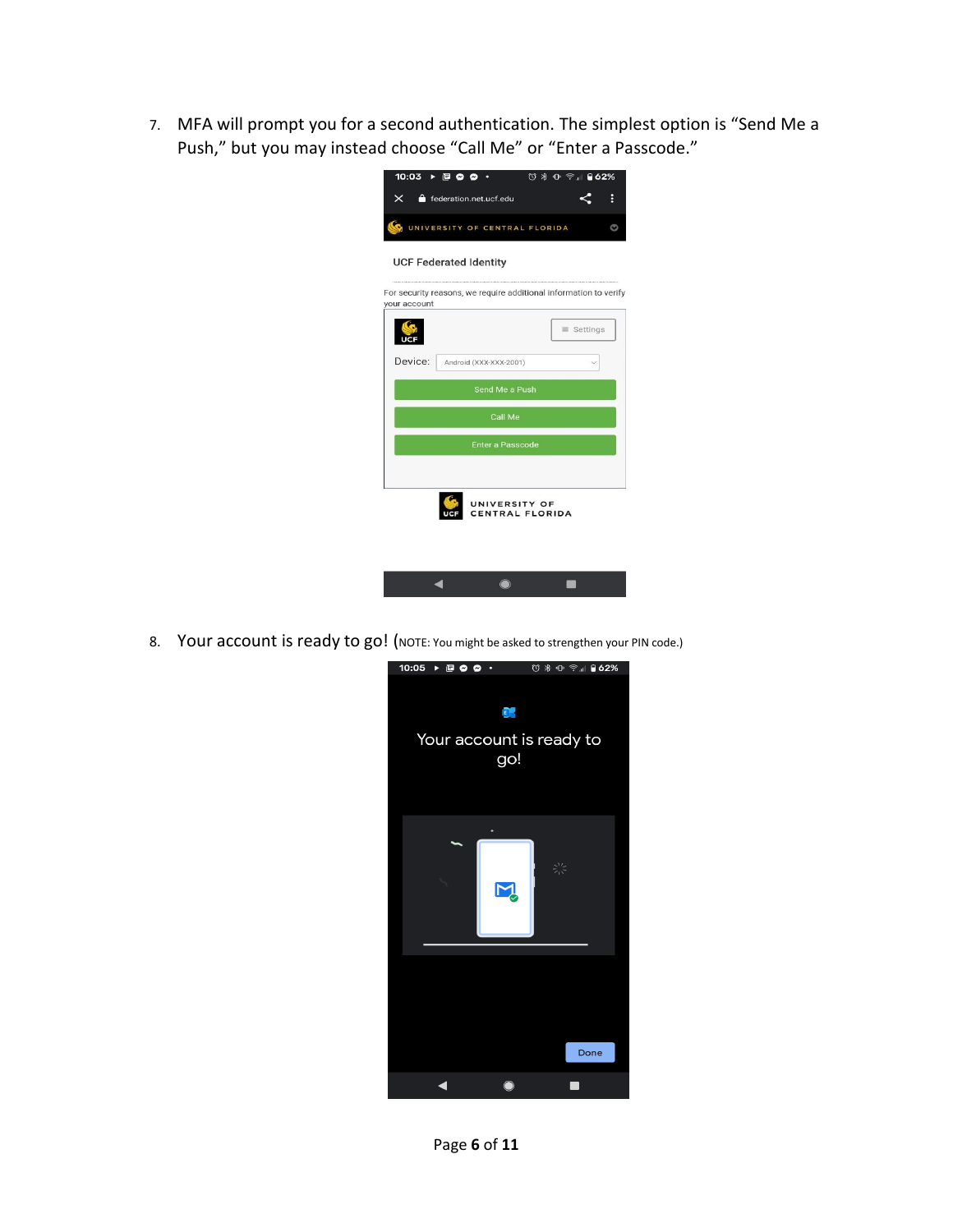7. MFA will prompt you for a second authentication. The simplest option is "Send Me a Push," but you may instead choose "Call Me" or "Enter a Passcode."

8. Your account is ready to go! (NOTE: You might be asked to strengthen your PIN code.)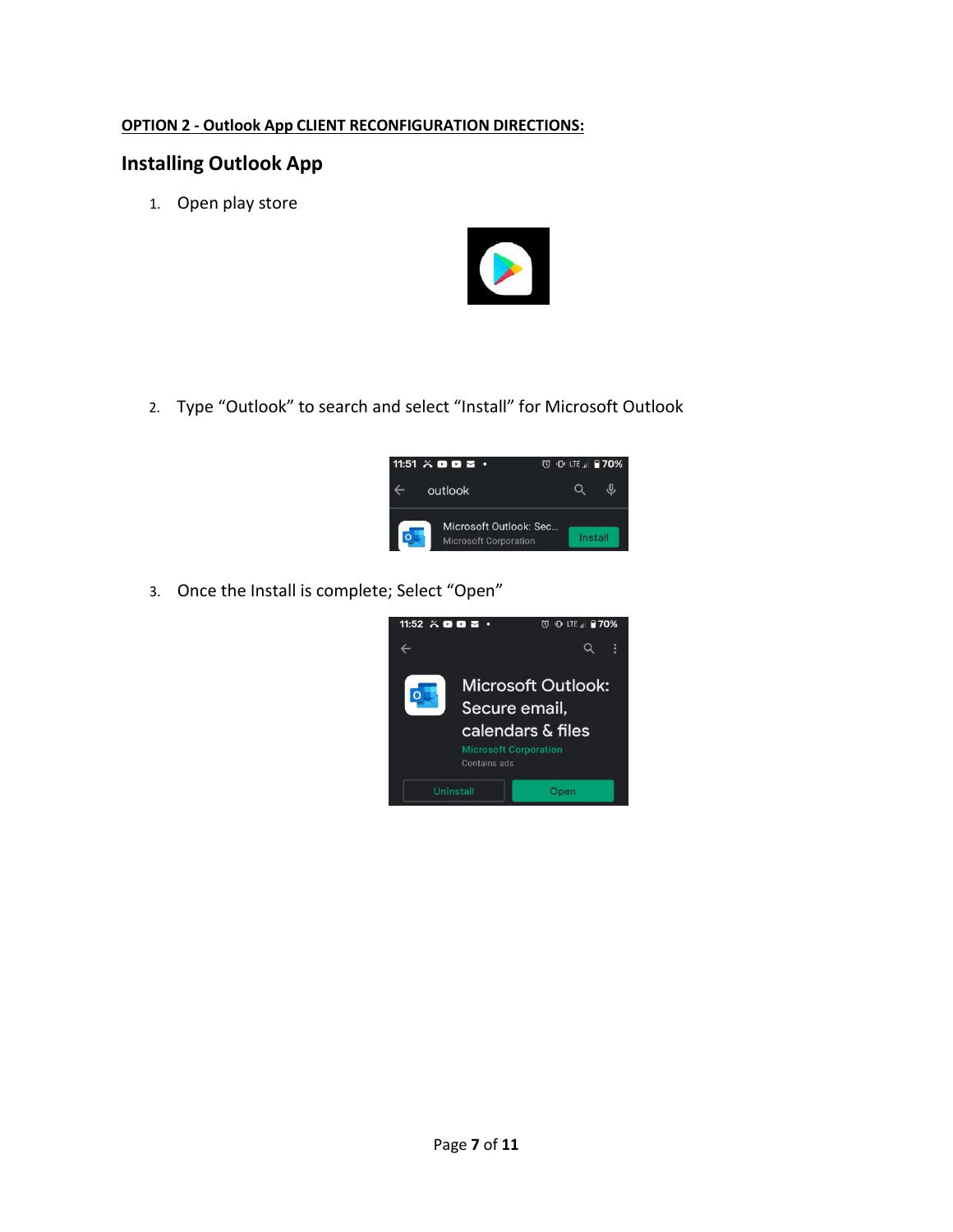**OPTION 2 - Outlook App CLIENT RECONFIGURATION DIRECTIONS:**

## Installing Outlook App

1. Open play store

2. Type “Outlook” to search and select “Install” for Microsoft Outlook

3. Once the Install is complete; Select “Open”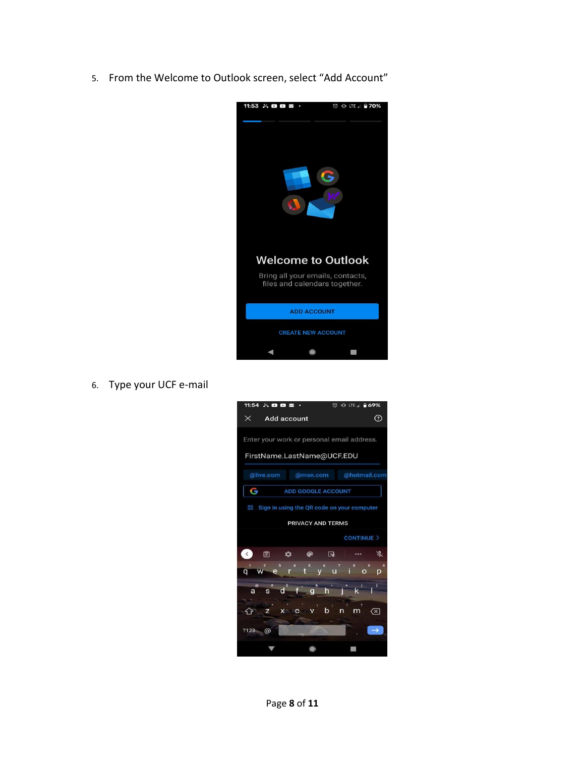5. From the Welcome to Outlook screen, select “Add Account”

6. Type your UCF e-mail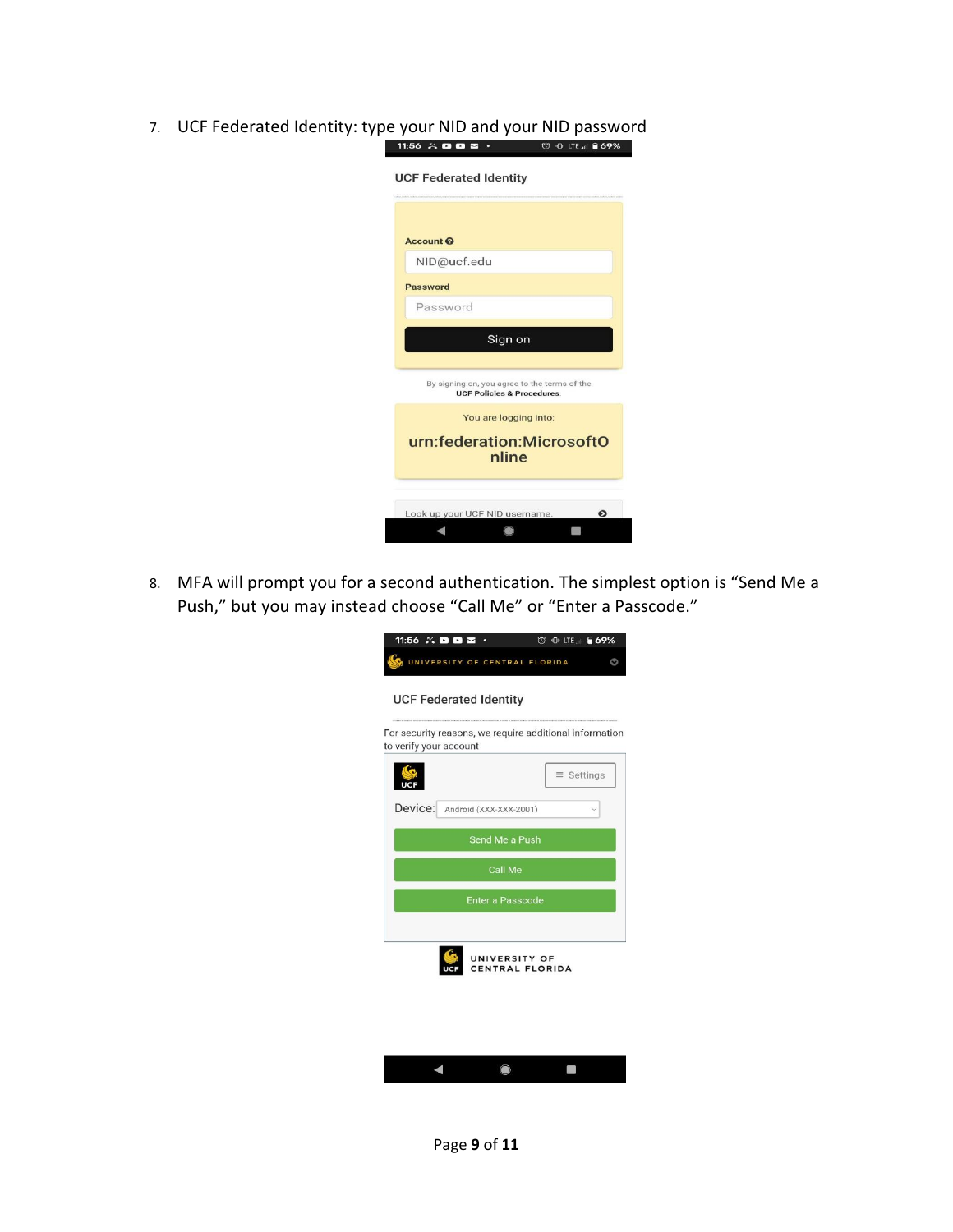7. UCF Federated Identity: type your NID and your NID password

8. MFA will prompt you for a second authentication. The simplest option is "Send Me a Push," but you may instead choose "Call Me" or "Enter a Passcode."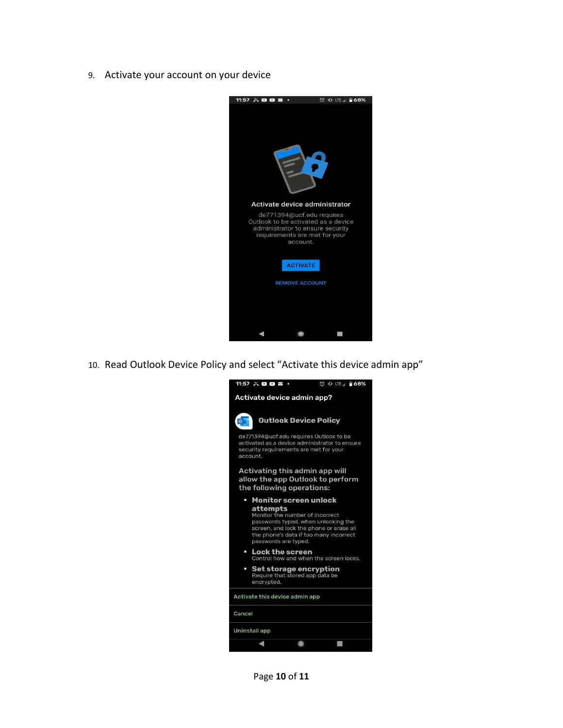9. Activate your account on your device

10. Read Outlook Device Policy and select "Activate this device admin app"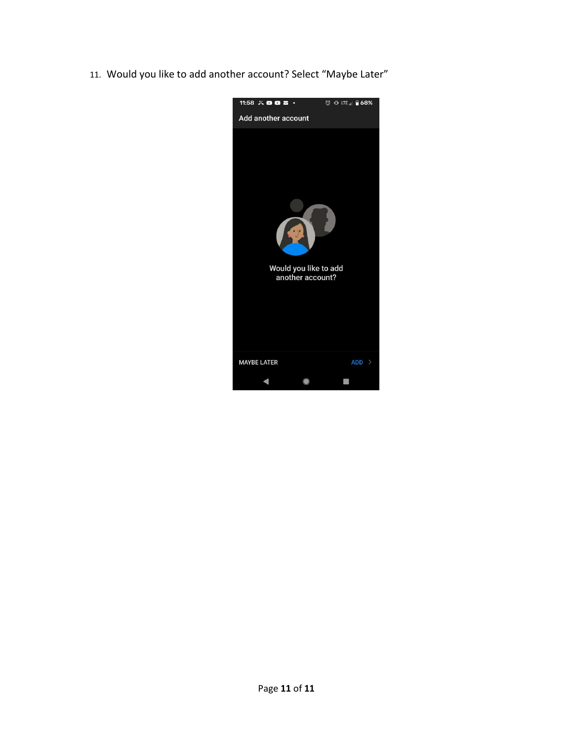11. Would you like to add another account? Select “Maybe Later”